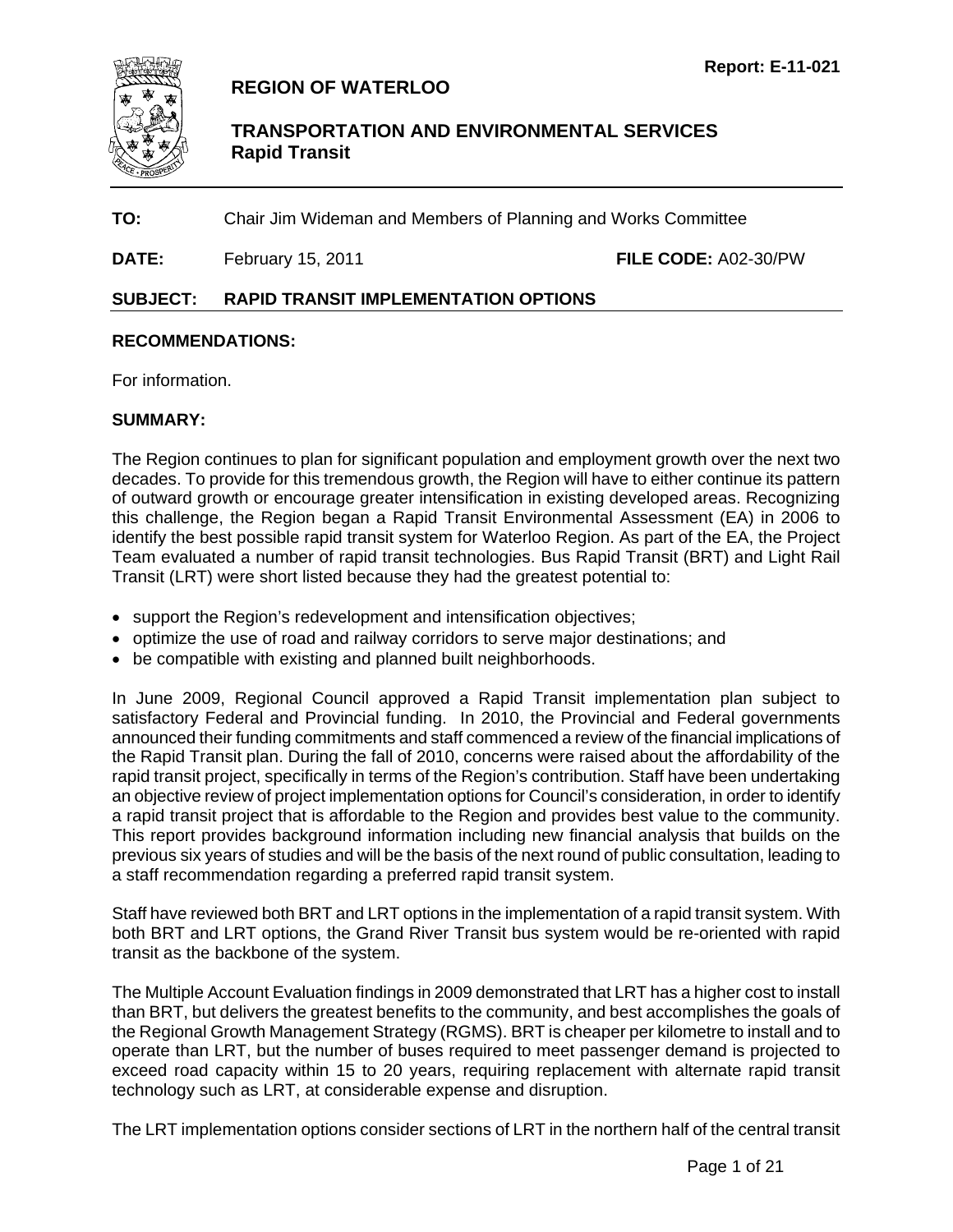Report: E-11-021

# REGION OF WATERLOO

## TRANSPORTATION AND ENVIRONMENTAL SERVICES
## Rapid Transit

**TO:** Chair Jim Wideman and Members of Planning and Works Committee

**DATE:** February 15, 2011 **FILE CODE:** A02-30/PW

**SUBJECT: RAPID TRANSIT IMPLEMENTATION OPTIONS**

**RECOMMENDATIONS:**

For information.

**SUMMARY:**

The Region continues to plan for significant population and employment growth over the next two decades. To provide for this tremendous growth, the Region will have to either continue its pattern of outward growth or encourage greater intensification in existing developed areas. Recognizing this challenge, the Region began a Rapid Transit Environmental Assessment (EA) in 2006 to identify the best possible rapid transit system for Waterloo Region. As part of the EA, the Project Team evaluated a number of rapid transit technologies. Bus Rapid Transit (BRT) and Light Rail Transit (LRT) were short listed because they had the greatest potential to:

- support the Region's redevelopment and intensification objectives;
- optimize the use of road and railway corridors to serve major destinations; and
- be compatible with existing and planned built neighborhoods.

In June 2009, Regional Council approved a Rapid Transit implementation plan subject to satisfactory Federal and Provincial funding. In 2010, the Provincial and Federal governments announced their funding commitments and staff commenced a review of the financial implications of the Rapid Transit plan. During the fall of 2010, concerns were raised about the affordability of the rapid transit project, specifically in terms of the Region's contribution. Staff have been undertaking an objective review of project implementation options for Council's consideration, in order to identify a rapid transit project that is affordable to the Region and provides best value to the community. This report provides background information including new financial analysis that builds on the previous six years of studies and will be the basis of the next round of public consultation, leading to a staff recommendation regarding a preferred rapid transit system.

Staff have reviewed both BRT and LRT options in the implementation of a rapid transit system. With both BRT and LRT options, the Grand River Transit bus system would be re-oriented with rapid transit as the backbone of the system.

The Multiple Account Evaluation findings in 2009 demonstrated that LRT has a higher cost to install than BRT, but delivers the greatest benefits to the community, and best accomplishes the goals of the Regional Growth Management Strategy (RGMS). BRT is cheaper per kilometre to install and to operate than LRT, but the number of buses required to meet passenger demand is projected to exceed road capacity within 15 to 20 years, requiring replacement with alternate rapid transit technology such as LRT, at considerable expense and disruption.

The LRT implementation options consider sections of LRT in the northern half of the central transit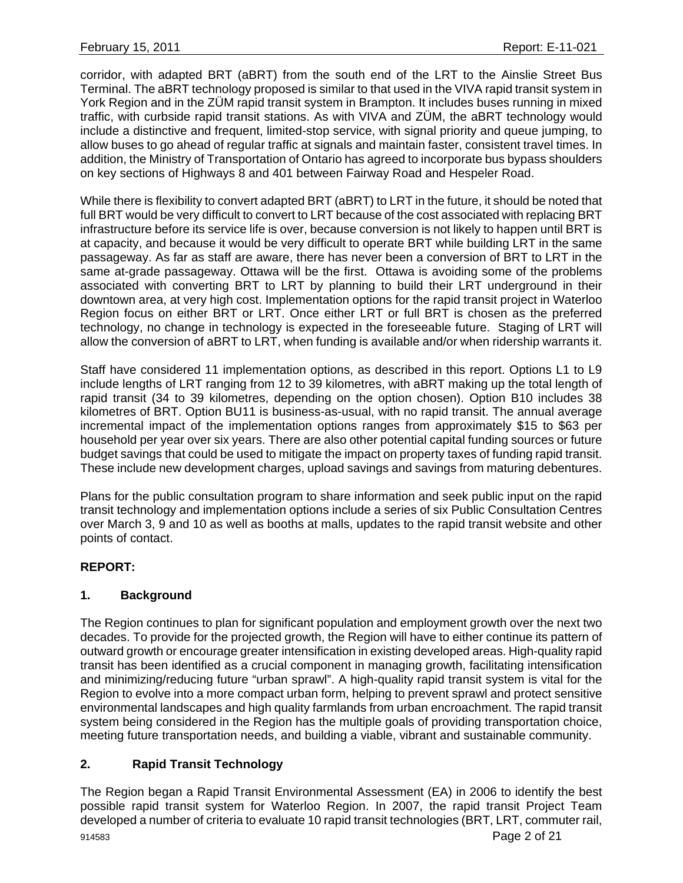corridor, with adapted BRT (aBRT) from the south end of the LRT to the Ainslie Street Bus Terminal. The aBRT technology proposed is similar to that used in the VIVA rapid transit system in York Region and in the ZÜM rapid transit system in Brampton. It includes buses running in mixed traffic, with curbside rapid transit stations. As with VIVA and ZÜM, the aBRT technology would include a distinctive and frequent, limited-stop service, with signal priority and queue jumping, to allow buses to go ahead of regular traffic at signals and maintain faster, consistent travel times. In addition, the Ministry of Transportation of Ontario has agreed to incorporate bus bypass shoulders on key sections of Highways 8 and 401 between Fairway Road and Hespeler Road.

While there is flexibility to convert adapted BRT (aBRT) to LRT in the future, it should be noted that full BRT would be very difficult to convert to LRT because of the cost associated with replacing BRT infrastructure before its service life is over, because conversion is not likely to happen until BRT is at capacity, and because it would be very difficult to operate BRT while building LRT in the same passageway. As far as staff are aware, there has never been a conversion of BRT to LRT in the same at-grade passageway. Ottawa will be the first. Ottawa is avoiding some of the problems associated with converting BRT to LRT by planning to build their LRT underground in their downtown area, at very high cost. Implementation options for the rapid transit project in Waterloo Region focus on either BRT or LRT. Once either LRT or full BRT is chosen as the preferred technology, no change in technology is expected in the foreseeable future. Staging of LRT will allow the conversion of aBRT to LRT, when funding is available and/or when ridership warrants it.

Staff have considered 11 implementation options, as described in this report. Options L1 to L9 include lengths of LRT ranging from 12 to 39 kilometres, with aBRT making up the total length of rapid transit (34 to 39 kilometres, depending on the option chosen). Option B10 includes 38 kilometres of BRT. Option BU11 is business-as-usual, with no rapid transit. The annual average incremental impact of the implementation options ranges from approximately $15 to $63 per household per year over six years. There are also other potential capital funding sources or future budget savings that could be used to mitigate the impact on property taxes of funding rapid transit. These include new development charges, upload savings and savings from maturing debentures.

Plans for the public consultation program to share information and seek public input on the rapid transit technology and implementation options include a series of six Public Consultation Centres over March 3, 9 and 10 as well as booths at malls, updates to the rapid transit website and other points of contact.

**REPORT:**

## 1. Background

The Region continues to plan for significant population and employment growth over the next two decades. To provide for the projected growth, the Region will have to either continue its pattern of outward growth or encourage greater intensification in existing developed areas. High-quality rapid transit has been identified as a crucial component in managing growth, facilitating intensification and minimizing/reducing future “urban sprawl”. A high-quality rapid transit system is vital for the Region to evolve into a more compact urban form, helping to prevent sprawl and protect sensitive environmental landscapes and high quality farmlands from urban encroachment. The rapid transit system being considered in the Region has the multiple goals of providing transportation choice, meeting future transportation needs, and building a viable, vibrant and sustainable community.

## 2. Rapid Transit Technology

The Region began a Rapid Transit Environmental Assessment (EA) in 2006 to identify the best possible rapid transit system for Waterloo Region. In 2007, the rapid transit Project Team developed a number of criteria to evaluate 10 rapid transit technologies (BRT, LRT, commuter rail,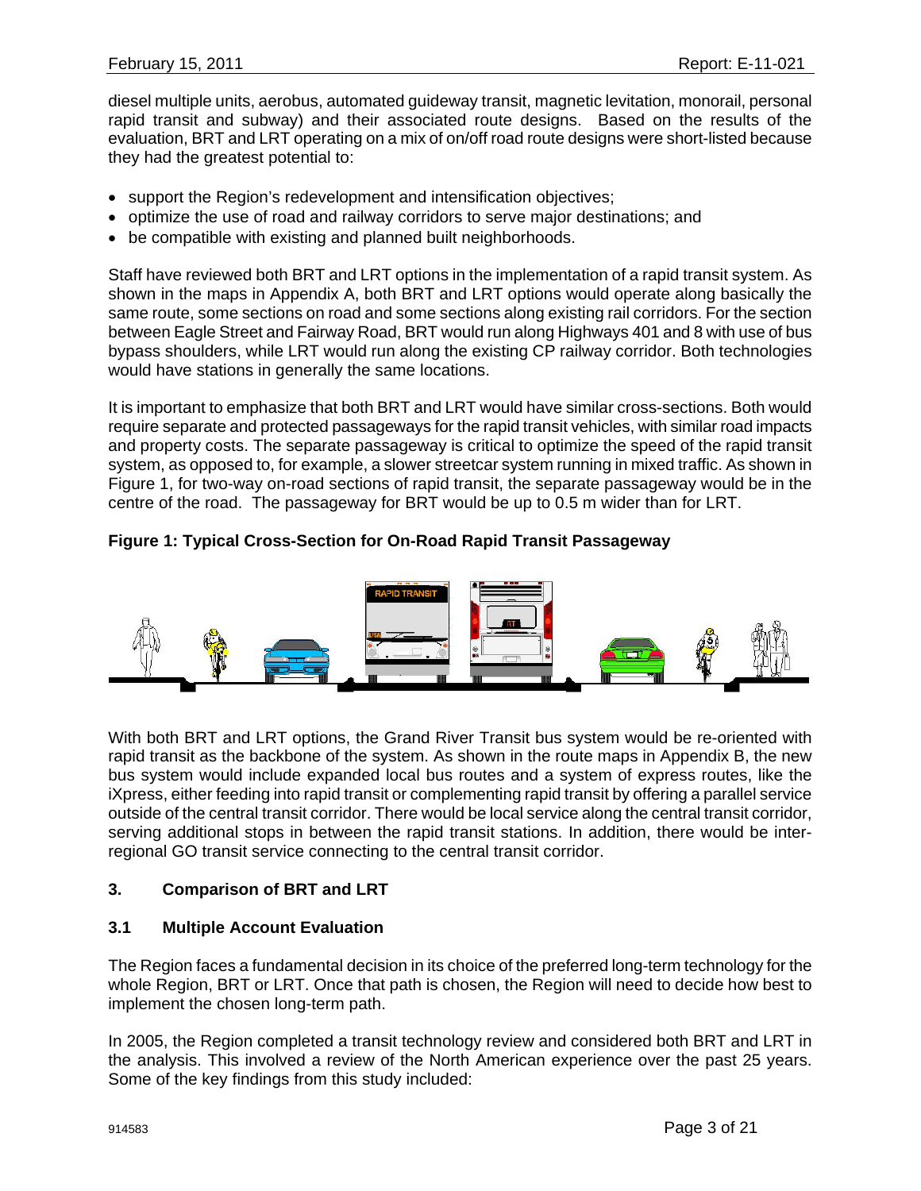diesel multiple units, aerobus, automated guideway transit, magnetic levitation, monorail, personal rapid transit and subway) and their associated route designs. Based on the results of the evaluation, BRT and LRT operating on a mix of on/off road route designs were short-listed because they had the greatest potential to:

- support the Region's redevelopment and intensification objectives;
- optimize the use of road and railway corridors to serve major destinations; and
- be compatible with existing and planned built neighborhoods.

Staff have reviewed both BRT and LRT options in the implementation of a rapid transit system. As shown in the maps in Appendix A, both BRT and LRT options would operate along basically the same route, some sections on road and some sections along existing rail corridors. For the section between Eagle Street and Fairway Road, BRT would run along Highways 401 and 8 with use of bus bypass shoulders, while LRT would run along the existing CP railway corridor. Both technologies would have stations in generally the same locations.

It is important to emphasize that both BRT and LRT would have similar cross-sections. Both would require separate and protected passageways for the rapid transit vehicles, with similar road impacts and property costs. The separate passageway is critical to optimize the speed of the rapid transit system, as opposed to, for example, a slower streetcar system running in mixed traffic. As shown in Figure 1, for two-way on-road sections of rapid transit, the separate passageway would be in the centre of the road. The passageway for BRT would be up to 0.5 m wider than for LRT.

**Figure 1: Typical Cross-Section for On-Road Rapid Transit Passageway**

With both BRT and LRT options, the Grand River Transit bus system would be re-oriented with rapid transit as the backbone of the system. As shown in the route maps in Appendix B, the new bus system would include expanded local bus routes and a system of express routes, like the iXpress, either feeding into rapid transit or complementing rapid transit by offering a parallel service outside of the central transit corridor. There would be local service along the central transit corridor, serving additional stops in between the rapid transit stations. In addition, there would be inter-regional GO transit service connecting to the central transit corridor.

## 3. Comparison of BRT and LRT

### 3.1 Multiple Account Evaluation

The Region faces a fundamental decision in its choice of the preferred long-term technology for the whole Region, BRT or LRT. Once that path is chosen, the Region will need to decide how best to implement the chosen long-term path.

In 2005, the Region completed a transit technology review and considered both BRT and LRT in the analysis. This involved a review of the North American experience over the past 25 years. Some of the key findings from this study included: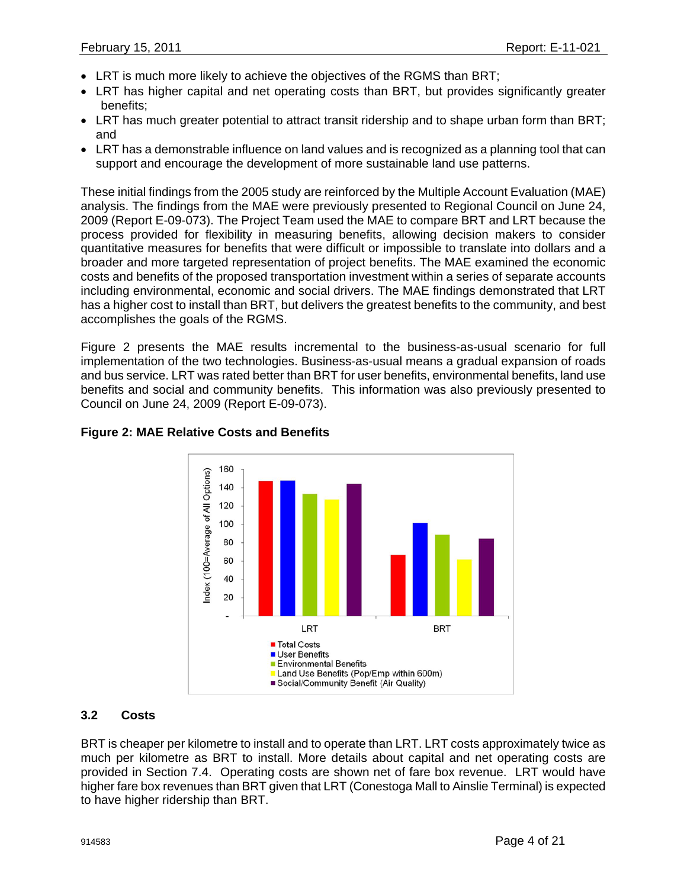- LRT is much more likely to achieve the objectives of the RGMS than BRT;
- LRT has higher capital and net operating costs than BRT, but provides significantly greater benefits;
- LRT has much greater potential to attract transit ridership and to shape urban form than BRT; and
- LRT has a demonstrable influence on land values and is recognized as a planning tool that can support and encourage the development of more sustainable land use patterns.

These initial findings from the 2005 study are reinforced by the Multiple Account Evaluation (MAE) analysis. The findings from the MAE were previously presented to Regional Council on June 24, 2009 (Report E-09-073). The Project Team used the MAE to compare BRT and LRT because the process provided for flexibility in measuring benefits, allowing decision makers to consider quantitative measures for benefits that were difficult or impossible to translate into dollars and a broader and more targeted representation of project benefits. The MAE examined the economic costs and benefits of the proposed transportation investment within a series of separate accounts including environmental, economic and social drivers. The MAE findings demonstrated that LRT has a higher cost to install than BRT, but delivers the greatest benefits to the community, and best accomplishes the goals of the RGMS.

Figure 2 presents the MAE results incremental to the business-as-usual scenario for full implementation of the two technologies. Business-as-usual means a gradual expansion of roads and bus service. LRT was rated better than BRT for user benefits, environmental benefits, land use benefits and social and community benefits. This information was also previously presented to Council on June 24, 2009 (Report E-09-073).

**Figure 2: MAE Relative Costs and Benefits**

## 3.2 Costs

BRT is cheaper per kilometre to install and to operate than LRT. LRT costs approximately twice as much per kilometre as BRT to install. More details about capital and net operating costs are provided in Section 7.4. Operating costs are shown net of fare box revenue. LRT would have higher fare box revenues than BRT given that LRT (Conestoga Mall to Ainslie Terminal) is expected to have higher ridership than BRT.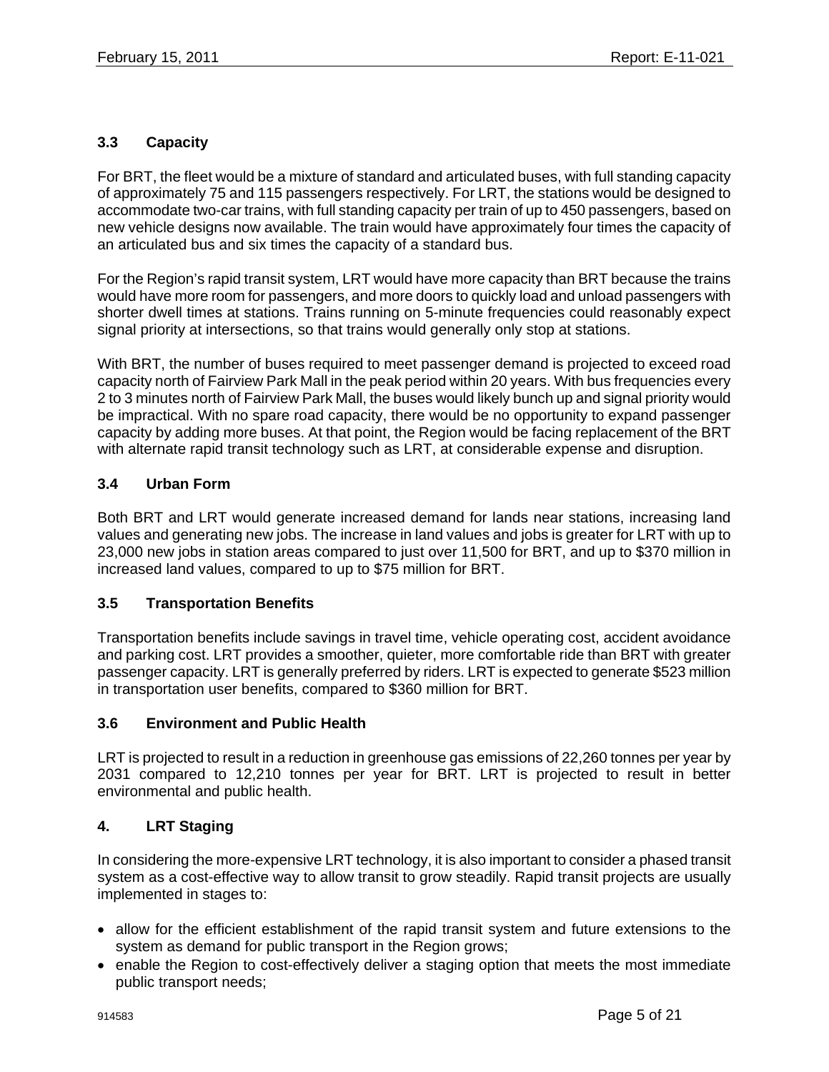### 3.3 Capacity

For BRT, the fleet would be a mixture of standard and articulated buses, with full standing capacity of approximately 75 and 115 passengers respectively. For LRT, the stations would be designed to accommodate two-car trains, with full standing capacity per train of up to 450 passengers, based on new vehicle designs now available. The train would have approximately four times the capacity of an articulated bus and six times the capacity of a standard bus.

For the Region's rapid transit system, LRT would have more capacity than BRT because the trains would have more room for passengers, and more doors to quickly load and unload passengers with shorter dwell times at stations. Trains running on 5-minute frequencies could reasonably expect signal priority at intersections, so that trains would generally only stop at stations.

With BRT, the number of buses required to meet passenger demand is projected to exceed road capacity north of Fairview Park Mall in the peak period within 20 years. With bus frequencies every 2 to 3 minutes north of Fairview Park Mall, the buses would likely bunch up and signal priority would be impractical. With no spare road capacity, there would be no opportunity to expand passenger capacity by adding more buses. At that point, the Region would be facing replacement of the BRT with alternate rapid transit technology such as LRT, at considerable expense and disruption.

### 3.4 Urban Form

Both BRT and LRT would generate increased demand for lands near stations, increasing land values and generating new jobs. The increase in land values and jobs is greater for LRT with up to 23,000 new jobs in station areas compared to just over 11,500 for BRT, and up to $370 million in increased land values, compared to up to $75 million for BRT.

### 3.5 Transportation Benefits

Transportation benefits include savings in travel time, vehicle operating cost, accident avoidance and parking cost. LRT provides a smoother, quieter, more comfortable ride than BRT with greater passenger capacity. LRT is generally preferred by riders. LRT is expected to generate $523 million in transportation user benefits, compared to $360 million for BRT.

### 3.6 Environment and Public Health

LRT is projected to result in a reduction in greenhouse gas emissions of 22,260 tonnes per year by 2031 compared to 12,210 tonnes per year for BRT. LRT is projected to result in better environmental and public health.

## 4. LRT Staging

In considering the more-expensive LRT technology, it is also important to consider a phased transit system as a cost-effective way to allow transit to grow steadily. Rapid transit projects are usually implemented in stages to:

- allow for the efficient establishment of the rapid transit system and future extensions to the system as demand for public transport in the Region grows;
- enable the Region to cost-effectively deliver a staging option that meets the most immediate public transport needs;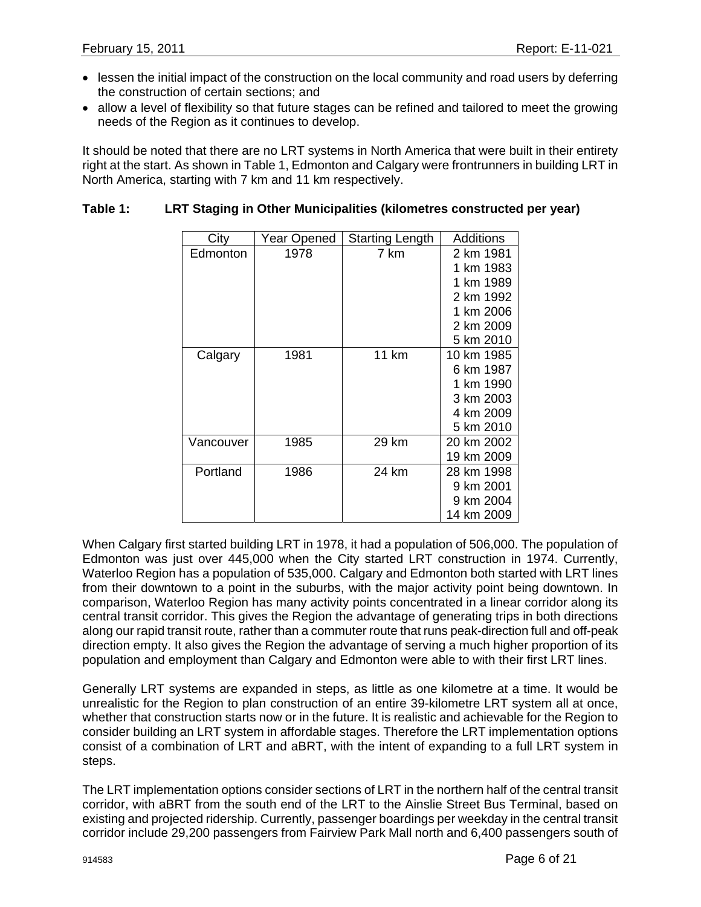- lessen the initial impact of the construction on the local community and road users by deferring the construction of certain sections; and
- allow a level of flexibility so that future stages can be refined and tailored to meet the growing needs of the Region as it continues to develop.

It should be noted that there are no LRT systems in North America that were built in their entirety right at the start. As shown in Table 1, Edmonton and Calgary were frontrunners in building LRT in North America, starting with 7 km and 11 km respectively.

**Table 1: LRT Staging in Other Municipalities (kilometres constructed per year)**

| City | Year Opened | Starting Length | Additions |
|---|---|---|---|
| Edmonton | 1978 | 7 km | 2 km 1981 |
| | | | 1 km 1983 |
| | | | 1 km 1989 |
| | | | 2 km 1992 |
| | | | 1 km 2006 |
| | | | 2 km 2009 |
| | | | 5 km 2010 |
| Calgary | 1981 | 11 km | 10 km 1985 |
| | | | 6 km 1987 |
| | | | 1 km 1990 |
| | | | 3 km 2003 |
| | | | 4 km 2009 |
| | | | 5 km 2010 |
| Vancouver | 1985 | 29 km | 20 km 2002 |
| | | | 19 km 2009 |
| Portland | 1986 | 24 km | 28 km 1998 |
| | | | 9 km 2001 |
| | | | 9 km 2004 |
| | | | 14 km 2009 |

When Calgary first started building LRT in 1978, it had a population of 506,000. The population of Edmonton was just over 445,000 when the City started LRT construction in 1974. Currently, Waterloo Region has a population of 535,000. Calgary and Edmonton both started with LRT lines from their downtown to a point in the suburbs, with the major activity point being downtown. In comparison, Waterloo Region has many activity points concentrated in a linear corridor along its central transit corridor. This gives the Region the advantage of generating trips in both directions along our rapid transit route, rather than a commuter route that runs peak-direction full and off-peak direction empty. It also gives the Region the advantage of serving a much higher proportion of its population and employment than Calgary and Edmonton were able to with their first LRT lines.

Generally LRT systems are expanded in steps, as little as one kilometre at a time. It would be unrealistic for the Region to plan construction of an entire 39-kilometre LRT system all at once, whether that construction starts now or in the future. It is realistic and achievable for the Region to consider building an LRT system in affordable stages. Therefore the LRT implementation options consist of a combination of LRT and aBRT, with the intent of expanding to a full LRT system in steps.

The LRT implementation options consider sections of LRT in the northern half of the central transit corridor, with aBRT from the south end of the LRT to the Ainslie Street Bus Terminal, based on existing and projected ridership. Currently, passenger boardings per weekday in the central transit corridor include 29,200 passengers from Fairview Park Mall north and 6,400 passengers south of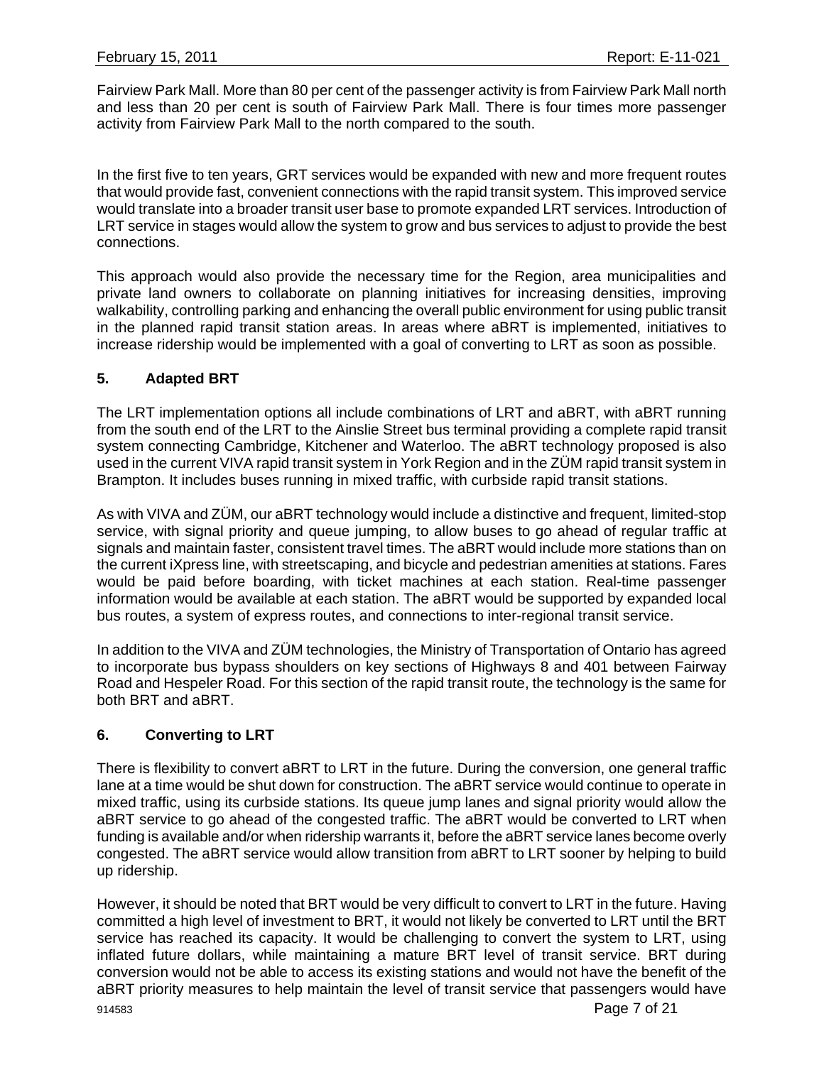Fairview Park Mall. More than 80 per cent of the passenger activity is from Fairview Park Mall north and less than 20 per cent is south of Fairview Park Mall. There is four times more passenger activity from Fairview Park Mall to the north compared to the south.

In the first five to ten years, GRT services would be expanded with new and more frequent routes that would provide fast, convenient connections with the rapid transit system. This improved service would translate into a broader transit user base to promote expanded LRT services. Introduction of LRT service in stages would allow the system to grow and bus services to adjust to provide the best connections.

This approach would also provide the necessary time for the Region, area municipalities and private land owners to collaborate on planning initiatives for increasing densities, improving walkability, controlling parking and enhancing the overall public environment for using public transit in the planned rapid transit station areas. In areas where aBRT is implemented, initiatives to increase ridership would be implemented with a goal of converting to LRT as soon as possible.

## 5. Adapted BRT

The LRT implementation options all include combinations of LRT and aBRT, with aBRT running from the south end of the LRT to the Ainslie Street bus terminal providing a complete rapid transit system connecting Cambridge, Kitchener and Waterloo. The aBRT technology proposed is also used in the current VIVA rapid transit system in York Region and in the ZÜM rapid transit system in Brampton. It includes buses running in mixed traffic, with curbside rapid transit stations.

As with VIVA and ZÜM, our aBRT technology would include a distinctive and frequent, limited-stop service, with signal priority and queue jumping, to allow buses to go ahead of regular traffic at signals and maintain faster, consistent travel times. The aBRT would include more stations than on the current iXpress line, with streetscaping, and bicycle and pedestrian amenities at stations. Fares would be paid before boarding, with ticket machines at each station. Real-time passenger information would be available at each station. The aBRT would be supported by expanded local bus routes, a system of express routes, and connections to inter-regional transit service.

In addition to the VIVA and ZÜM technologies, the Ministry of Transportation of Ontario has agreed to incorporate bus bypass shoulders on key sections of Highways 8 and 401 between Fairway Road and Hespeler Road. For this section of the rapid transit route, the technology is the same for both BRT and aBRT.

## 6. Converting to LRT

There is flexibility to convert aBRT to LRT in the future. During the conversion, one general traffic lane at a time would be shut down for construction. The aBRT service would continue to operate in mixed traffic, using its curbside stations. Its queue jump lanes and signal priority would allow the aBRT service to go ahead of the congested traffic. The aBRT would be converted to LRT when funding is available and/or when ridership warrants it, before the aBRT service lanes become overly congested. The aBRT service would allow transition from aBRT to LRT sooner by helping to build up ridership.

However, it should be noted that BRT would be very difficult to convert to LRT in the future. Having committed a high level of investment to BRT, it would not likely be converted to LRT until the BRT service has reached its capacity. It would be challenging to convert the system to LRT, using inflated future dollars, while maintaining a mature BRT level of transit service. BRT during conversion would not be able to access its existing stations and would not have the benefit of the aBRT priority measures to help maintain the level of transit service that passengers would have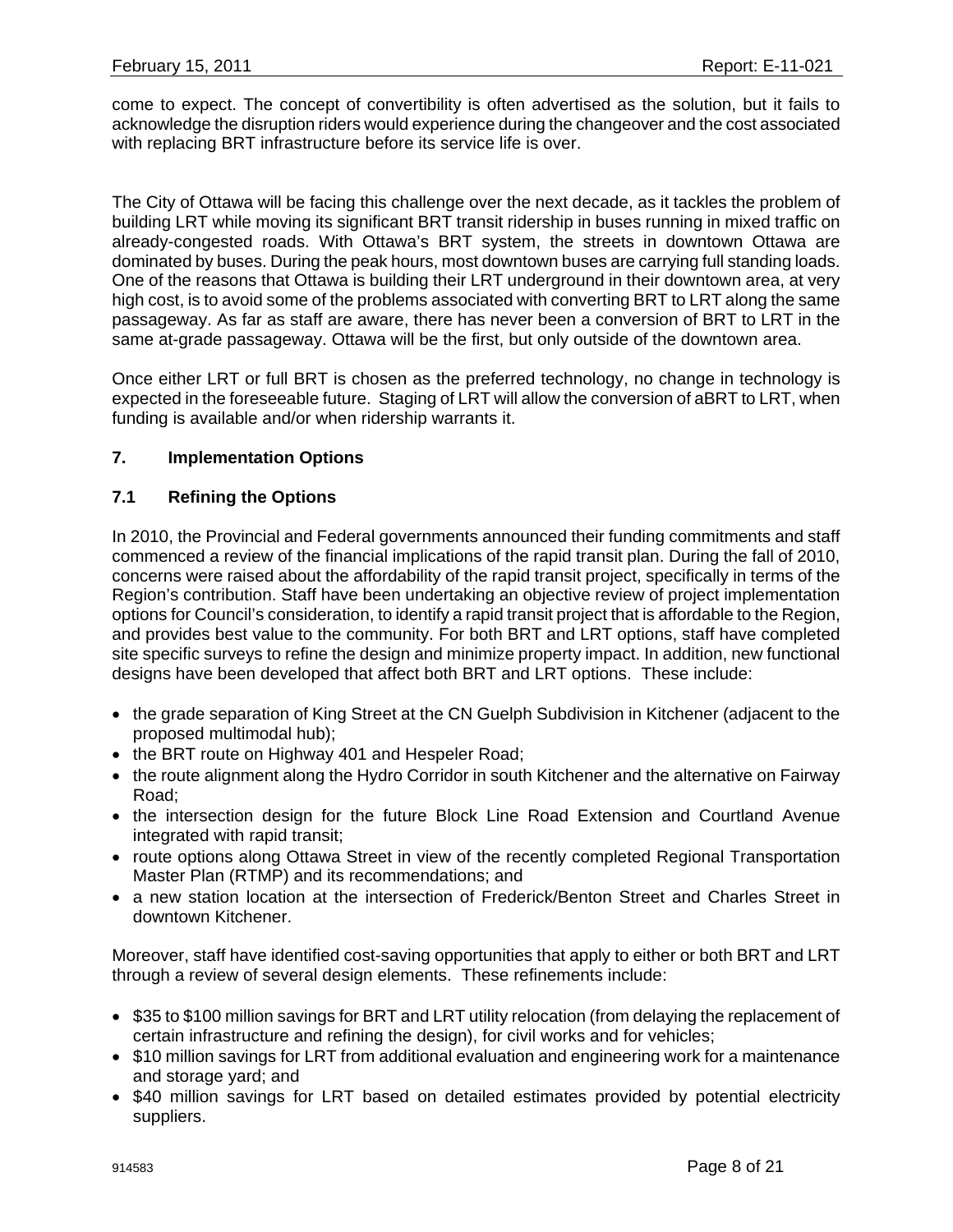come to expect. The concept of convertibility is often advertised as the solution, but it fails to acknowledge the disruption riders would experience during the changeover and the cost associated with replacing BRT infrastructure before its service life is over.

The City of Ottawa will be facing this challenge over the next decade, as it tackles the problem of building LRT while moving its significant BRT transit ridership in buses running in mixed traffic on already-congested roads. With Ottawa's BRT system, the streets in downtown Ottawa are dominated by buses. During the peak hours, most downtown buses are carrying full standing loads. One of the reasons that Ottawa is building their LRT underground in their downtown area, at very high cost, is to avoid some of the problems associated with converting BRT to LRT along the same passageway. As far as staff are aware, there has never been a conversion of BRT to LRT in the same at-grade passageway. Ottawa will be the first, but only outside of the downtown area.

Once either LRT or full BRT is chosen as the preferred technology, no change in technology is expected in the foreseeable future. Staging of LRT will allow the conversion of aBRT to LRT, when funding is available and/or when ridership warrants it.

## 7. Implementation Options

### 7.1 Refining the Options

In 2010, the Provincial and Federal governments announced their funding commitments and staff commenced a review of the financial implications of the rapid transit plan. During the fall of 2010, concerns were raised about the affordability of the rapid transit project, specifically in terms of the Region's contribution. Staff have been undertaking an objective review of project implementation options for Council's consideration, to identify a rapid transit project that is affordable to the Region, and provides best value to the community. For both BRT and LRT options, staff have completed site specific surveys to refine the design and minimize property impact. In addition, new functional designs have been developed that affect both BRT and LRT options. These include:

- the grade separation of King Street at the CN Guelph Subdivision in Kitchener (adjacent to the proposed multimodal hub);
- the BRT route on Highway 401 and Hespeler Road;
- the route alignment along the Hydro Corridor in south Kitchener and the alternative on Fairway Road;
- the intersection design for the future Block Line Road Extension and Courtland Avenue integrated with rapid transit;
- route options along Ottawa Street in view of the recently completed Regional Transportation Master Plan (RTMP) and its recommendations; and
- a new station location at the intersection of Frederick/Benton Street and Charles Street in downtown Kitchener.

Moreover, staff have identified cost-saving opportunities that apply to either or both BRT and LRT through a review of several design elements. These refinements include:

- $35 to $100 million savings for BRT and LRT utility relocation (from delaying the replacement of certain infrastructure and refining the design), for civil works and for vehicles;
- $10 million savings for LRT from additional evaluation and engineering work for a maintenance and storage yard; and
- $40 million savings for LRT based on detailed estimates provided by potential electricity suppliers.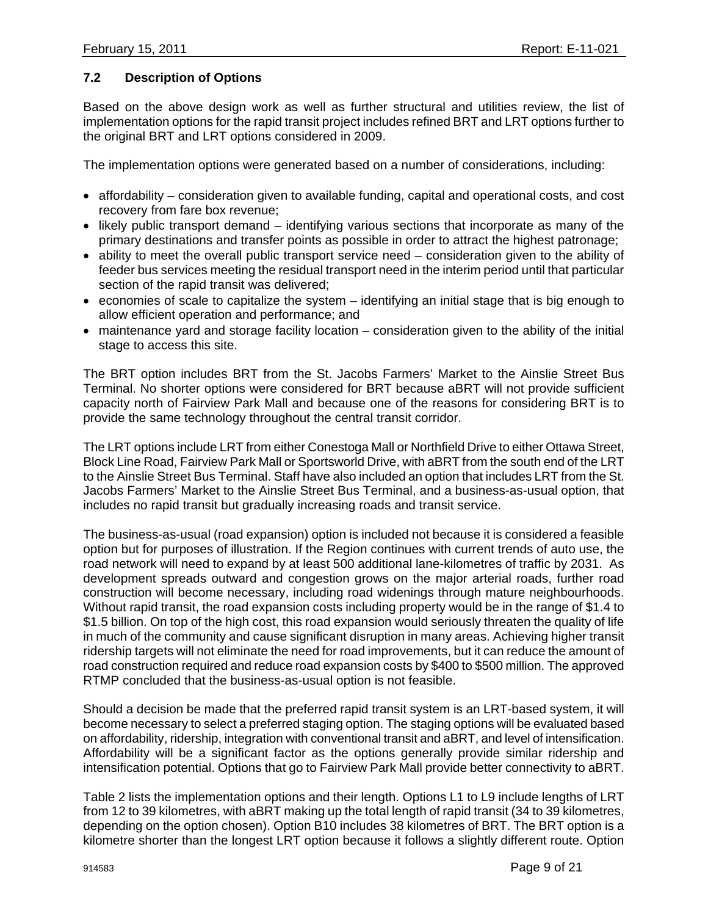### 7.2 Description of Options

Based on the above design work as well as further structural and utilities review, the list of implementation options for the rapid transit project includes refined BRT and LRT options further to the original BRT and LRT options considered in 2009.

The implementation options were generated based on a number of considerations, including:

- affordability – consideration given to available funding, capital and operational costs, and cost recovery from fare box revenue;
- likely public transport demand – identifying various sections that incorporate as many of the primary destinations and transfer points as possible in order to attract the highest patronage;
- ability to meet the overall public transport service need – consideration given to the ability of feeder bus services meeting the residual transport need in the interim period until that particular section of the rapid transit was delivered;
- economies of scale to capitalize the system – identifying an initial stage that is big enough to allow efficient operation and performance; and
- maintenance yard and storage facility location – consideration given to the ability of the initial stage to access this site.

The BRT option includes BRT from the St. Jacobs Farmers' Market to the Ainslie Street Bus Terminal. No shorter options were considered for BRT because aBRT will not provide sufficient capacity north of Fairview Park Mall and because one of the reasons for considering BRT is to provide the same technology throughout the central transit corridor.

The LRT options include LRT from either Conestoga Mall or Northfield Drive to either Ottawa Street, Block Line Road, Fairview Park Mall or Sportsworld Drive, with aBRT from the south end of the LRT to the Ainslie Street Bus Terminal. Staff have also included an option that includes LRT from the St. Jacobs Farmers' Market to the Ainslie Street Bus Terminal, and a business-as-usual option, that includes no rapid transit but gradually increasing roads and transit service.

The business-as-usual (road expansion) option is included not because it is considered a feasible option but for purposes of illustration. If the Region continues with current trends of auto use, the road network will need to expand by at least 500 additional lane-kilometres of traffic by 2031. As development spreads outward and congestion grows on the major arterial roads, further road construction will become necessary, including road widenings through mature neighbourhoods. Without rapid transit, the road expansion costs including property would be in the range of $1.4 to $1.5 billion. On top of the high cost, this road expansion would seriously threaten the quality of life in much of the community and cause significant disruption in many areas. Achieving higher transit ridership targets will not eliminate the need for road improvements, but it can reduce the amount of road construction required and reduce road expansion costs by $400 to $500 million. The approved RTMP concluded that the business-as-usual option is not feasible.

Should a decision be made that the preferred rapid transit system is an LRT-based system, it will become necessary to select a preferred staging option. The staging options will be evaluated based on affordability, ridership, integration with conventional transit and aBRT, and level of intensification. Affordability will be a significant factor as the options generally provide similar ridership and intensification potential. Options that go to Fairview Park Mall provide better connectivity to aBRT.

Table 2 lists the implementation options and their length. Options L1 to L9 include lengths of LRT from 12 to 39 kilometres, with aBRT making up the total length of rapid transit (34 to 39 kilometres, depending on the option chosen). Option B10 includes 38 kilometres of BRT. The BRT option is a kilometre shorter than the longest LRT option because it follows a slightly different route. Option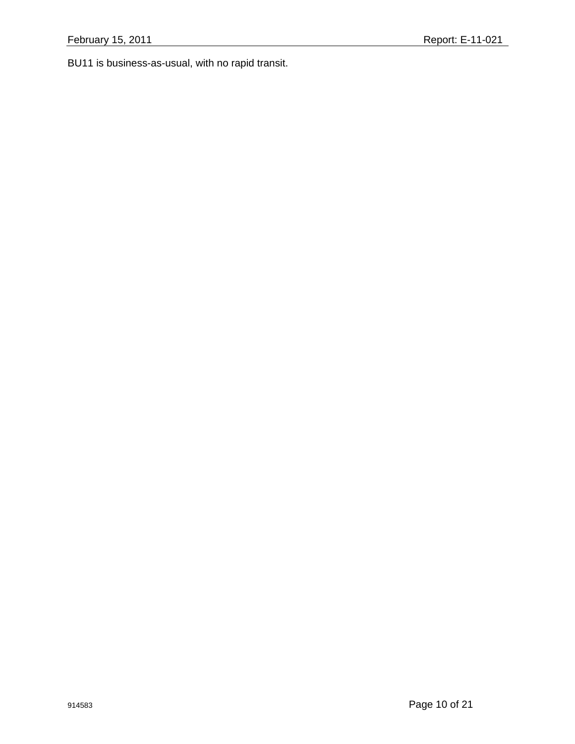BU11 is business-as-usual, with no rapid transit.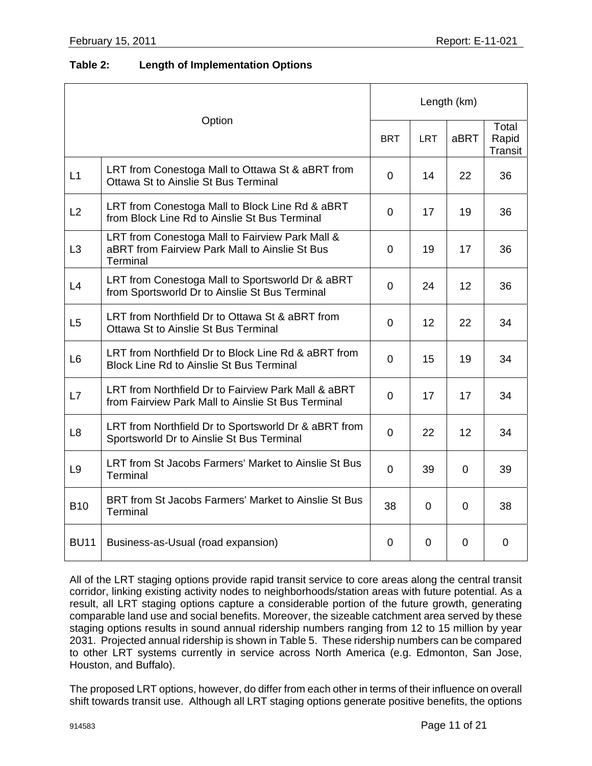**Table 2: Length of Implementation Options**

| Option | | Length (km) | | | |
|---|---|---|---|---|---|
| | | BRT | LRT | aBRT | Total Rapid Transit |
| L1 | LRT from Conestoga Mall to Ottawa St & aBRT from Ottawa St to Ainslie St Bus Terminal | 0 | 14 | 22 | 36 |
| L2 | LRT from Conestoga Mall to Block Line Rd & aBRT from Block Line Rd to Ainslie St Bus Terminal | 0 | 17 | 19 | 36 |
| L3 | LRT from Conestoga Mall to Fairview Park Mall & aBRT from Fairview Park Mall to Ainslie St Bus Terminal | 0 | 19 | 17 | 36 |
| L4 | LRT from Conestoga Mall to Sportsworld Dr & aBRT from Sportsworld Dr to Ainslie St Bus Terminal | 0 | 24 | 12 | 36 |
| L5 | LRT from Northfield Dr to Ottawa St & aBRT from Ottawa St to Ainslie St Bus Terminal | 0 | 12 | 22 | 34 |
| L6 | LRT from Northfield Dr to Block Line Rd & aBRT from Block Line Rd to Ainslie St Bus Terminal | 0 | 15 | 19 | 34 |
| L7 | LRT from Northfield Dr to Fairview Park Mall & aBRT from Fairview Park Mall to Ainslie St Bus Terminal | 0 | 17 | 17 | 34 |
| L8 | LRT from Northfield Dr to Sportsworld Dr & aBRT from Sportsworld Dr to Ainslie St Bus Terminal | 0 | 22 | 12 | 34 |
| L9 | LRT from St Jacobs Farmers' Market to Ainslie St Bus Terminal | 0 | 39 | 0 | 39 |
| B10 | BRT from St Jacobs Farmers' Market to Ainslie St Bus Terminal | 38 | 0 | 0 | 38 |
| BU11 | Business-as-Usual (road expansion) | 0 | 0 | 0 | 0 |

All of the LRT staging options provide rapid transit service to core areas along the central transit corridor, linking existing activity nodes to neighborhoods/station areas with future potential. As a result, all LRT staging options capture a considerable portion of the future growth, generating comparable land use and social benefits. Moreover, the sizeable catchment area served by these staging options results in sound annual ridership numbers ranging from 12 to 15 million by year 2031. Projected annual ridership is shown in Table 5. These ridership numbers can be compared to other LRT systems currently in service across North America (e.g. Edmonton, San Jose, Houston, and Buffalo).

The proposed LRT options, however, do differ from each other in terms of their influence on overall shift towards transit use. Although all LRT staging options generate positive benefits, the options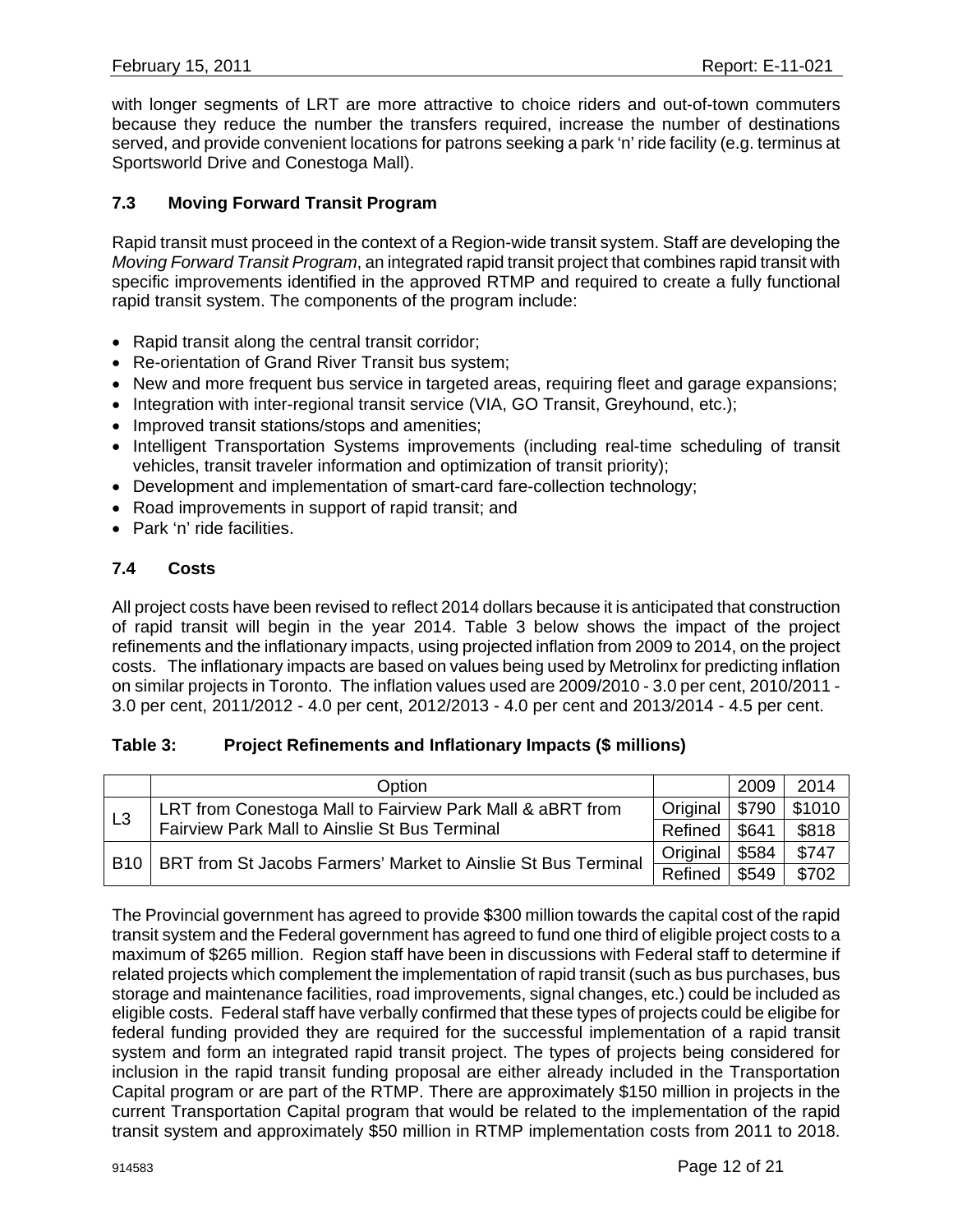with longer segments of LRT are more attractive to choice riders and out-of-town commuters because they reduce the number the transfers required, increase the number of destinations served, and provide convenient locations for patrons seeking a park 'n' ride facility (e.g. terminus at Sportsworld Drive and Conestoga Mall).

### 7.3 Moving Forward Transit Program

Rapid transit must proceed in the context of a Region-wide transit system. Staff are developing the *Moving Forward Transit Program*, an integrated rapid transit project that combines rapid transit with specific improvements identified in the approved RTMP and required to create a fully functional rapid transit system. The components of the program include:

- Rapid transit along the central transit corridor;
- Re-orientation of Grand River Transit bus system;
- New and more frequent bus service in targeted areas, requiring fleet and garage expansions;
- Integration with inter-regional transit service (VIA, GO Transit, Greyhound, etc.);
- Improved transit stations/stops and amenities;
- Intelligent Transportation Systems improvements (including real-time scheduling of transit vehicles, transit traveler information and optimization of transit priority);
- Development and implementation of smart-card fare-collection technology;
- Road improvements in support of rapid transit; and
- Park 'n' ride facilities.

### 7.4 Costs

All project costs have been revised to reflect 2014 dollars because it is anticipated that construction of rapid transit will begin in the year 2014. Table 3 below shows the impact of the project refinements and the inflationary impacts, using projected inflation from 2009 to 2014, on the project costs. The inflationary impacts are based on values being used by Metrolinx for predicting inflation on similar projects in Toronto. The inflation values used are 2009/2010 - 3.0 per cent, 2010/2011 - 3.0 per cent, 2011/2012 - 4.0 per cent, 2012/2013 - 4.0 per cent and 2013/2014 - 4.5 per cent.

**Table 3: Project Refinements and Inflationary Impacts ($ millions)**

| | Option | | 2009 | 2014 |
|---|---|---|---|---|
| L3 | LRT from Conestoga Mall to Fairview Park Mall & aBRT from Fairview Park Mall to Ainslie St Bus Terminal | Original | $790 | $1010 |
| | | Refined | $641 | $818 |
| B10 | BRT from St Jacobs Farmers' Market to Ainslie St Bus Terminal | Original | $584 | $747 |
| | | Refined | $549 | $702 |

The Provincial government has agreed to provide $300 million towards the capital cost of the rapid transit system and the Federal government has agreed to fund one third of eligible project costs to a maximum of $265 million. Region staff have been in discussions with Federal staff to determine if related projects which complement the implementation of rapid transit (such as bus purchases, bus storage and maintenance facilities, road improvements, signal changes, etc.) could be included as eligible costs. Federal staff have verbally confirmed that these types of projects could be eligibe for federal funding provided they are required for the successful implementation of a rapid transit system and form an integrated rapid transit project. The types of projects being considered for inclusion in the rapid transit funding proposal are either already included in the Transportation Capital program or are part of the RTMP. There are approximately $150 million in projects in the current Transportation Capital program that would be related to the implementation of the rapid transit system and approximately $50 million in RTMP implementation costs from 2011 to 2018.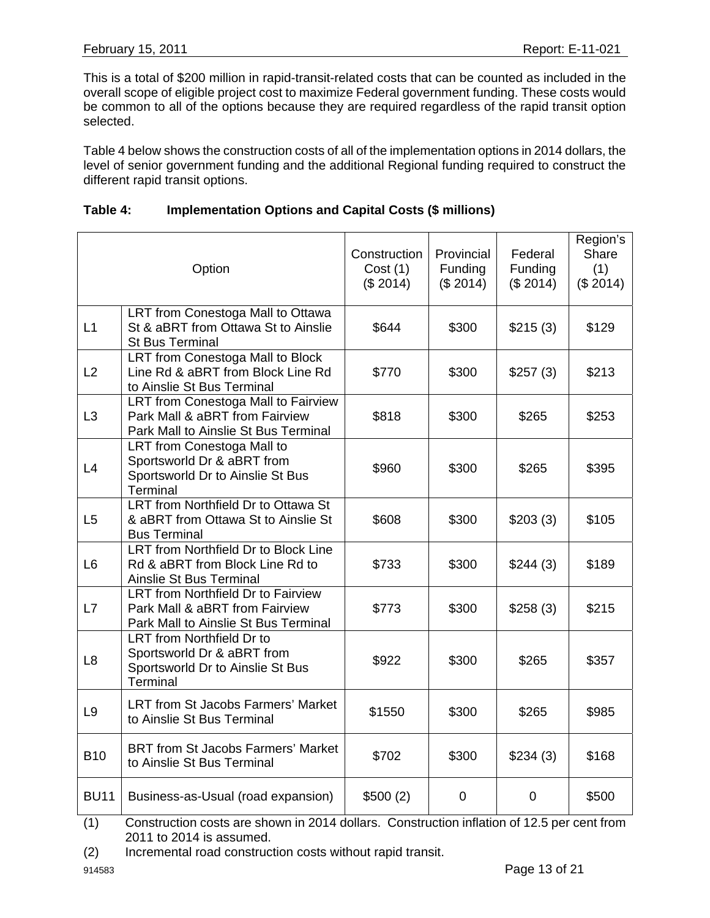This is a total of $200 million in rapid-transit-related costs that can be counted as included in the overall scope of eligible project cost to maximize Federal government funding. These costs would be common to all of the options because they are required regardless of the rapid transit option selected.

Table 4 below shows the construction costs of all of the implementation options in 2014 dollars, the level of senior government funding and the additional Regional funding required to construct the different rapid transit options.

**Table 4: Implementation Options and Capital Costs ($ millions)**

| Option | | Construction Cost (1) ($ 2014) | Provincial Funding ($ 2014) | Federal Funding ($ 2014) | Region's Share (1) ($ 2014) |
|---|---|---|---|---|---|
| L1 | LRT from Conestoga Mall to Ottawa St & aBRT from Ottawa St to Ainslie St Bus Terminal | $644 | $300 | $215 (3) | $129 |
| L2 | LRT from Conestoga Mall to Block Line Rd & aBRT from Block Line Rd to Ainslie St Bus Terminal | $770 | $300 | $257 (3) | $213 |
| L3 | LRT from Conestoga Mall to Fairview Park Mall & aBRT from Fairview Park Mall to Ainslie St Bus Terminal | $818 | $300 | $265 | $253 |
| L4 | LRT from Conestoga Mall to Sportsworld Dr & aBRT from Sportsworld Dr to Ainslie St Bus Terminal | $960 | $300 | $265 | $395 |
| L5 | LRT from Northfield Dr to Ottawa St & aBRT from Ottawa St to Ainslie St Bus Terminal | $608 | $300 | $203 (3) | $105 |
| L6 | LRT from Northfield Dr to Block Line Rd & aBRT from Block Line Rd to Ainslie St Bus Terminal | $733 | $300 | $244 (3) | $189 |
| L7 | LRT from Northfield Dr to Fairview Park Mall & aBRT from Fairview Park Mall to Ainslie St Bus Terminal | $773 | $300 | $258 (3) | $215 |
| L8 | LRT from Northfield Dr to Sportsworld Dr & aBRT from Sportsworld Dr to Ainslie St Bus Terminal | $922 | $300 | $265 | $357 |
| L9 | LRT from St Jacobs Farmers' Market to Ainslie St Bus Terminal | $1550 | $300 | $265 | $985 |
| B10 | BRT from St Jacobs Farmers' Market to Ainslie St Bus Terminal | $702 | $300 | $234 (3) | $168 |
| BU11 | Business-as-Usual (road expansion) | $500 (2) | 0 | 0 | $500 |

(1) Construction costs are shown in 2014 dollars. Construction inflation of 12.5 per cent from 2011 to 2014 is assumed.

(2) Incremental road construction costs without rapid transit.

914583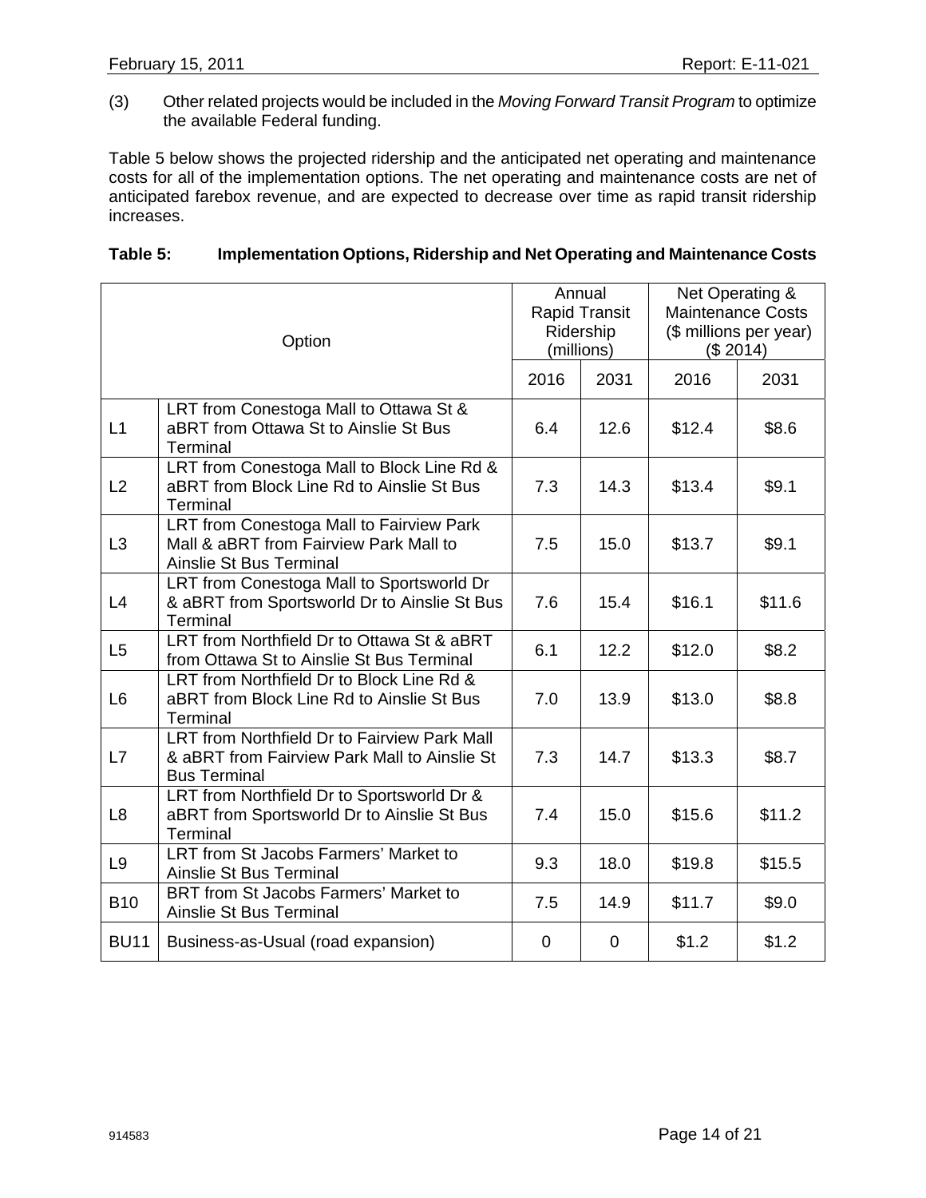(3) Other related projects would be included in the *Moving Forward Transit Program* to optimize the available Federal funding.

Table 5 below shows the projected ridership and the anticipated net operating and maintenance costs for all of the implementation options. The net operating and maintenance costs are net of anticipated farebox revenue, and are expected to decrease over time as rapid transit ridership increases.

**Table 5: Implementation Options, Ridership and Net Operating and Maintenance Costs**

| Option | | Annual Rapid Transit Ridership (millions) | | Net Operating & Maintenance Costs ($ millions per year) ($ 2014) | |
|---|---|---|---|---|---|
| | | 2016 | 2031 | 2016 | 2031 |
| L1 | LRT from Conestoga Mall to Ottawa St & aBRT from Ottawa St to Ainslie St Bus Terminal | 6.4 | 12.6 | $12.4 | $8.6 |
| L2 | LRT from Conestoga Mall to Block Line Rd & aBRT from Block Line Rd to Ainslie St Bus Terminal | 7.3 | 14.3 | $13.4 | $9.1 |
| L3 | LRT from Conestoga Mall to Fairview Park Mall & aBRT from Fairview Park Mall to Ainslie St Bus Terminal | 7.5 | 15.0 | $13.7 | $9.1 |
| L4 | LRT from Conestoga Mall to Sportsworld Dr & aBRT from Sportsworld Dr to Ainslie St Bus Terminal | 7.6 | 15.4 | $16.1 | $11.6 |
| L5 | LRT from Northfield Dr to Ottawa St & aBRT from Ottawa St to Ainslie St Bus Terminal | 6.1 | 12.2 | $12.0 | $8.2 |
| L6 | LRT from Northfield Dr to Block Line Rd & aBRT from Block Line Rd to Ainslie St Bus Terminal | 7.0 | 13.9 | $13.0 | $8.8 |
| L7 | LRT from Northfield Dr to Fairview Park Mall & aBRT from Fairview Park Mall to Ainslie St Bus Terminal | 7.3 | 14.7 | $13.3 | $8.7 |
| L8 | LRT from Northfield Dr to Sportsworld Dr & aBRT from Sportsworld Dr to Ainslie St Bus Terminal | 7.4 | 15.0 | $15.6 | $11.2 |
| L9 | LRT from St Jacobs Farmers' Market to Ainslie St Bus Terminal | 9.3 | 18.0 | $19.8 | $15.5 |
| B10 | BRT from St Jacobs Farmers' Market to Ainslie St Bus Terminal | 7.5 | 14.9 | $11.7 | $9.0 |
| BU11 | Business-as-Usual (road expansion) | 0 | 0 | $1.2 | $1.2 |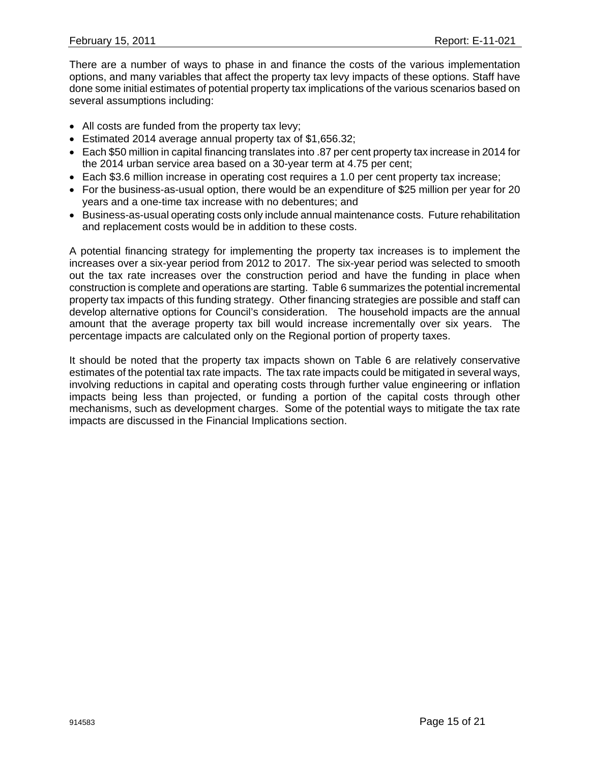There are a number of ways to phase in and finance the costs of the various implementation options, and many variables that affect the property tax levy impacts of these options. Staff have done some initial estimates of potential property tax implications of the various scenarios based on several assumptions including:

- All costs are funded from the property tax levy;
- Estimated 2014 average annual property tax of $1,656.32;
- Each $50 million in capital financing translates into .87 per cent property tax increase in 2014 for the 2014 urban service area based on a 30-year term at 4.75 per cent;
- Each $3.6 million increase in operating cost requires a 1.0 per cent property tax increase;
- For the business-as-usual option, there would be an expenditure of $25 million per year for 20 years and a one-time tax increase with no debentures; and
- Business-as-usual operating costs only include annual maintenance costs. Future rehabilitation and replacement costs would be in addition to these costs.

A potential financing strategy for implementing the property tax increases is to implement the increases over a six-year period from 2012 to 2017. The six-year period was selected to smooth out the tax rate increases over the construction period and have the funding in place when construction is complete and operations are starting. Table 6 summarizes the potential incremental property tax impacts of this funding strategy. Other financing strategies are possible and staff can develop alternative options for Council's consideration. The household impacts are the annual amount that the average property tax bill would increase incrementally over six years. The percentage impacts are calculated only on the Regional portion of property taxes.

It should be noted that the property tax impacts shown on Table 6 are relatively conservative estimates of the potential tax rate impacts. The tax rate impacts could be mitigated in several ways, involving reductions in capital and operating costs through further value engineering or inflation impacts being less than projected, or funding a portion of the capital costs through other mechanisms, such as development charges. Some of the potential ways to mitigate the tax rate impacts are discussed in the Financial Implications section.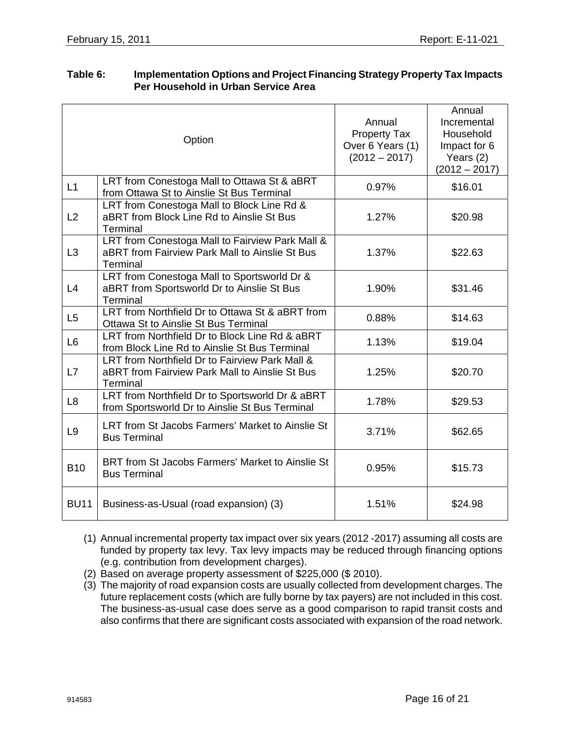**Table 6: Implementation Options and Project Financing Strategy Property Tax Impacts Per Household in Urban Service Area**

| Option | | Annual Property Tax Over 6 Years (1) (2012 – 2017) | Annual Incremental Household Impact for 6 Years (2) (2012 – 2017) |
|---|---|---|---|
| L1 | LRT from Conestoga Mall to Ottawa St & aBRT from Ottawa St to Ainslie St Bus Terminal | 0.97% | $16.01 |
| L2 | LRT from Conestoga Mall to Block Line Rd & aBRT from Block Line Rd to Ainslie St Bus Terminal | 1.27% | $20.98 |
| L3 | LRT from Conestoga Mall to Fairview Park Mall & aBRT from Fairview Park Mall to Ainslie St Bus Terminal | 1.37% | $22.63 |
| L4 | LRT from Conestoga Mall to Sportsworld Dr & aBRT from Sportsworld Dr to Ainslie St Bus Terminal | 1.90% | $31.46 |
| L5 | LRT from Northfield Dr to Ottawa St & aBRT from Ottawa St to Ainslie St Bus Terminal | 0.88% | $14.63 |
| L6 | LRT from Northfield Dr to Block Line Rd & aBRT from Block Line Rd to Ainslie St Bus Terminal | 1.13% | $19.04 |
| L7 | LRT from Northfield Dr to Fairview Park Mall & aBRT from Fairview Park Mall to Ainslie St Bus Terminal | 1.25% | $20.70 |
| L8 | LRT from Northfield Dr to Sportsworld Dr & aBRT from Sportsworld Dr to Ainslie St Bus Terminal | 1.78% | $29.53 |
| L9 | LRT from St Jacobs Farmers' Market to Ainslie St Bus Terminal | 3.71% | $62.65 |
| B10 | BRT from St Jacobs Farmers' Market to Ainslie St Bus Terminal | 0.95% | $15.73 |
| BU11 | Business-as-Usual (road expansion) (3) | 1.51% | $24.98 |

(1) Annual incremental property tax impact over six years (2012 -2017) assuming all costs are funded by property tax levy. Tax levy impacts may be reduced through financing options (e.g. contribution from development charges).

(2) Based on average property assessment of $225,000 ($ 2010).

(3) The majority of road expansion costs are usually collected from development charges. The future replacement costs (which are fully borne by tax payers) are not included in this cost. The business-as-usual case does serve as a good comparison to rapid transit costs and also confirms that there are significant costs associated with expansion of the road network.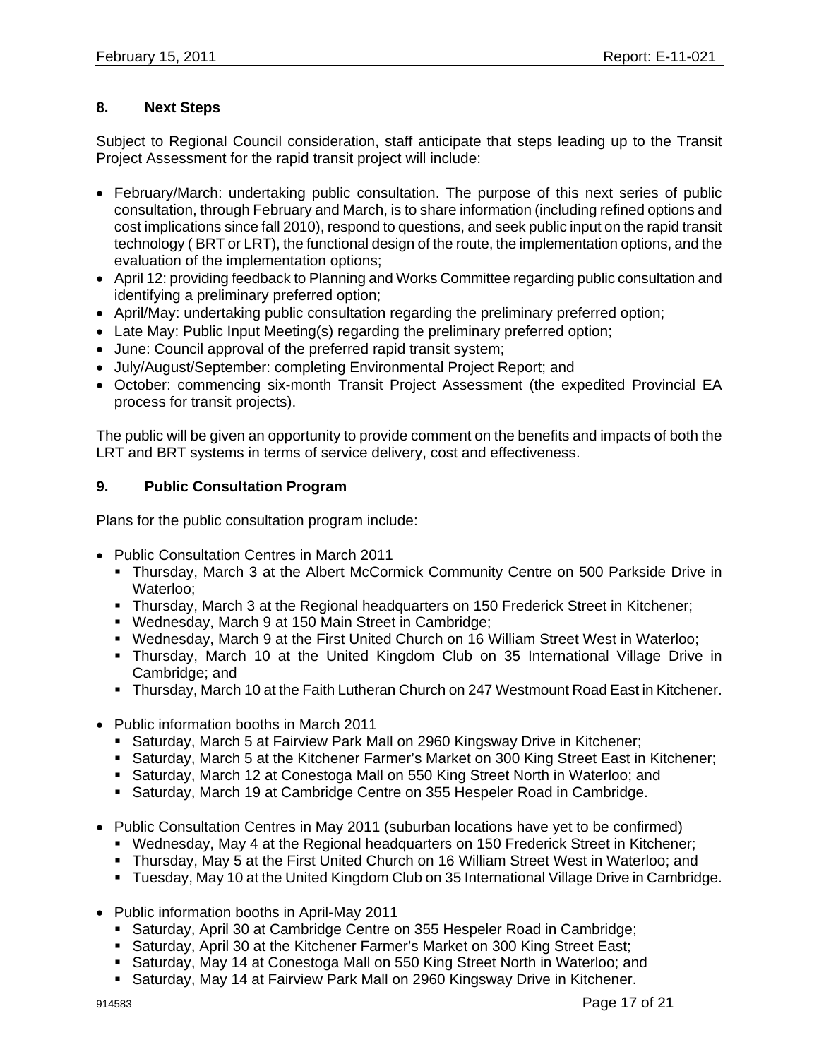## 8. Next Steps

Subject to Regional Council consideration, staff anticipate that steps leading up to the Transit Project Assessment for the rapid transit project will include:

- February/March: undertaking public consultation. The purpose of this next series of public consultation, through February and March, is to share information (including refined options and cost implications since fall 2010), respond to questions, and seek public input on the rapid transit technology ( BRT or LRT), the functional design of the route, the implementation options, and the evaluation of the implementation options;
- April 12: providing feedback to Planning and Works Committee regarding public consultation and identifying a preliminary preferred option;
- April/May: undertaking public consultation regarding the preliminary preferred option;
- Late May: Public Input Meeting(s) regarding the preliminary preferred option;
- June: Council approval of the preferred rapid transit system;
- July/August/September: completing Environmental Project Report; and
- October: commencing six-month Transit Project Assessment (the expedited Provincial EA process for transit projects).

The public will be given an opportunity to provide comment on the benefits and impacts of both the LRT and BRT systems in terms of service delivery, cost and effectiveness.

## 9. Public Consultation Program

Plans for the public consultation program include:

- Public Consultation Centres in March 2011
  - Thursday, March 3 at the Albert McCormick Community Centre on 500 Parkside Drive in Waterloo;
  - Thursday, March 3 at the Regional headquarters on 150 Frederick Street in Kitchener;
  - Wednesday, March 9 at 150 Main Street in Cambridge;
  - Wednesday, March 9 at the First United Church on 16 William Street West in Waterloo;
  - Thursday, March 10 at the United Kingdom Club on 35 International Village Drive in Cambridge; and
  - Thursday, March 10 at the Faith Lutheran Church on 247 Westmount Road East in Kitchener.
- Public information booths in March 2011
  - Saturday, March 5 at Fairview Park Mall on 2960 Kingsway Drive in Kitchener;
  - Saturday, March 5 at the Kitchener Farmer's Market on 300 King Street East in Kitchener;
  - Saturday, March 12 at Conestoga Mall on 550 King Street North in Waterloo; and
  - Saturday, March 19 at Cambridge Centre on 355 Hespeler Road in Cambridge.
- Public Consultation Centres in May 2011 (suburban locations have yet to be confirmed)
  - Wednesday, May 4 at the Regional headquarters on 150 Frederick Street in Kitchener;
  - Thursday, May 5 at the First United Church on 16 William Street West in Waterloo; and
  - Tuesday, May 10 at the United Kingdom Club on 35 International Village Drive in Cambridge.
- Public information booths in April-May 2011
  - Saturday, April 30 at Cambridge Centre on 355 Hespeler Road in Cambridge;
  - Saturday, April 30 at the Kitchener Farmer's Market on 300 King Street East;
  - Saturday, May 14 at Conestoga Mall on 550 King Street North in Waterloo; and
  - Saturday, May 14 at Fairview Park Mall on 2960 Kingsway Drive in Kitchener.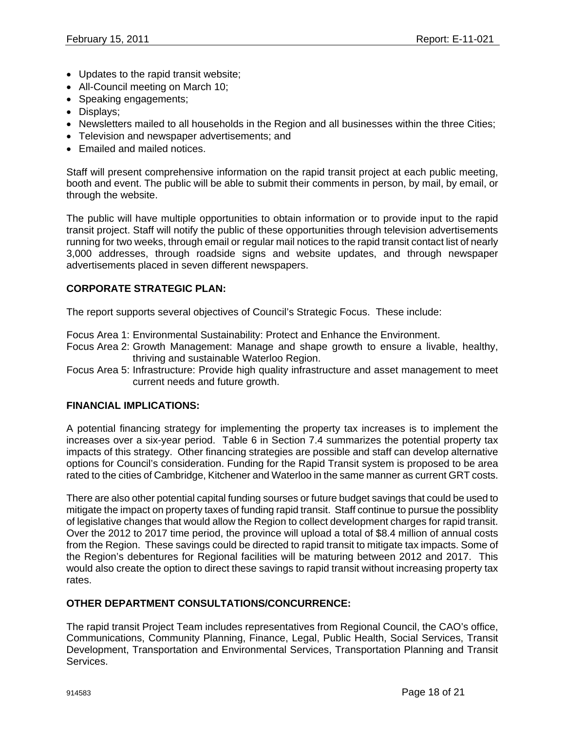- Updates to the rapid transit website;
- All-Council meeting on March 10;
- Speaking engagements;
- Displays;
- Newsletters mailed to all households in the Region and all businesses within the three Cities;
- Television and newspaper advertisements; and
- Emailed and mailed notices.

Staff will present comprehensive information on the rapid transit project at each public meeting, booth and event. The public will be able to submit their comments in person, by mail, by email, or through the website.

The public will have multiple opportunities to obtain information or to provide input to the rapid transit project. Staff will notify the public of these opportunities through television advertisements running for two weeks, through email or regular mail notices to the rapid transit contact list of nearly 3,000 addresses, through roadside signs and website updates, and through newspaper advertisements placed in seven different newspapers.

**CORPORATE STRATEGIC PLAN:**

The report supports several objectives of Council's Strategic Focus. These include:

Focus Area 1: Environmental Sustainability: Protect and Enhance the Environment.
Focus Area 2: Growth Management: Manage and shape growth to ensure a livable, healthy, thriving and sustainable Waterloo Region.
Focus Area 5: Infrastructure: Provide high quality infrastructure and asset management to meet current needs and future growth.

**FINANCIAL IMPLICATIONS:**

A potential financing strategy for implementing the property tax increases is to implement the increases over a six-year period. Table 6 in Section 7.4 summarizes the potential property tax impacts of this strategy. Other financing strategies are possible and staff can develop alternative options for Council's consideration. Funding for the Rapid Transit system is proposed to be area rated to the cities of Cambridge, Kitchener and Waterloo in the same manner as current GRT costs.

There are also other potential capital funding sourses or future budget savings that could be used to mitigate the impact on property taxes of funding rapid transit. Staff continue to pursue the possiblity of legislative changes that would allow the Region to collect development charges for rapid transit. Over the 2012 to 2017 time period, the province will upload a total of $8.4 million of annual costs from the Region. These savings could be directed to rapid transit to mitigate tax impacts. Some of the Region's debentures for Regional facilities will be maturing between 2012 and 2017. This would also create the option to direct these savings to rapid transit without increasing property tax rates.

**OTHER DEPARTMENT CONSULTATIONS/CONCURRENCE:**

The rapid transit Project Team includes representatives from Regional Council, the CAO's office, Communications, Community Planning, Finance, Legal, Public Health, Social Services, Transit Development, Transportation and Environmental Services, Transportation Planning and Transit Services.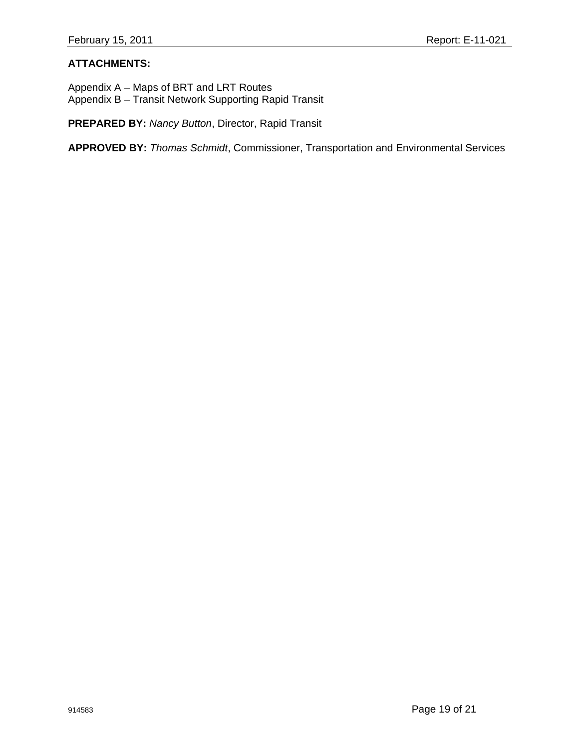**ATTACHMENTS:**

Appendix A – Maps of BRT and LRT Routes
Appendix B – Transit Network Supporting Rapid Transit

**PREPARED BY:** *Nancy Button*, Director, Rapid Transit

**APPROVED BY:** *Thomas Schmidt*, Commissioner, Transportation and Environmental Services

914583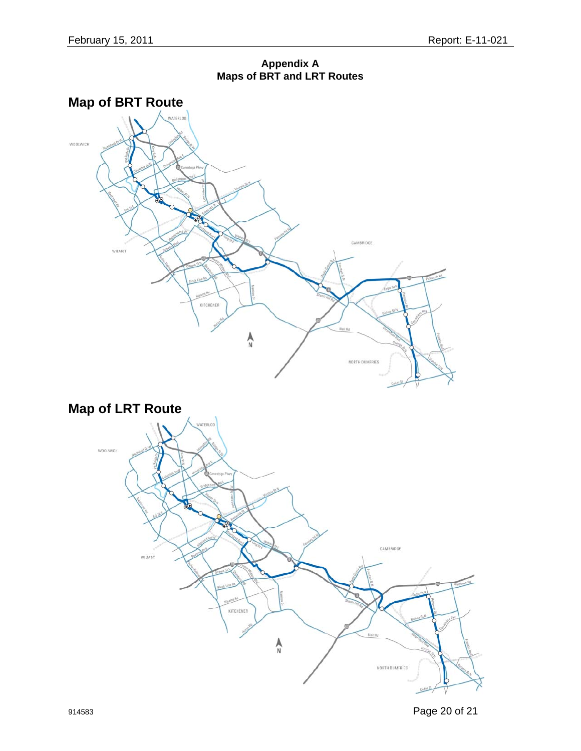# Appendix A
## Maps of BRT and LRT Routes

## Map of BRT Route

## Map of LRT Route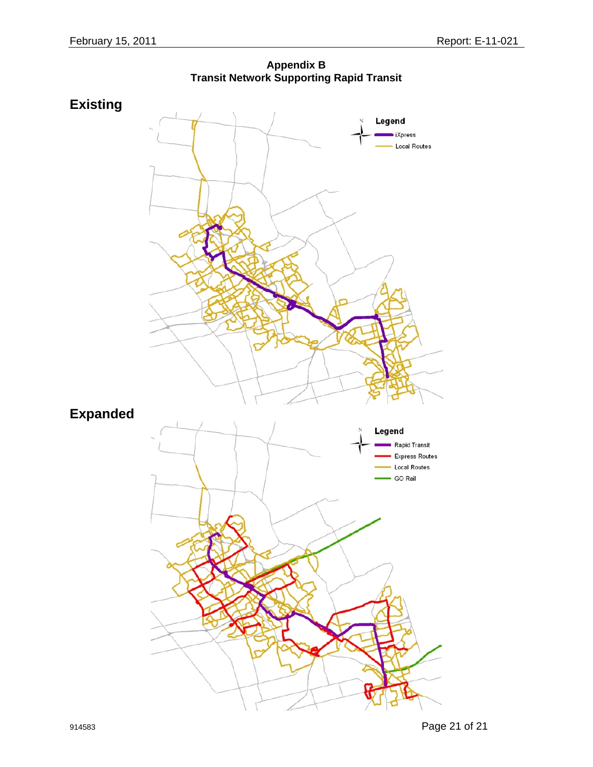## Appendix B
## Transit Network Supporting Rapid Transit

### Existing

Legend
iXpress
Local Routes

### Expanded

Legend
Rapid Transit
Express Routes
Local Routes
GO Rail